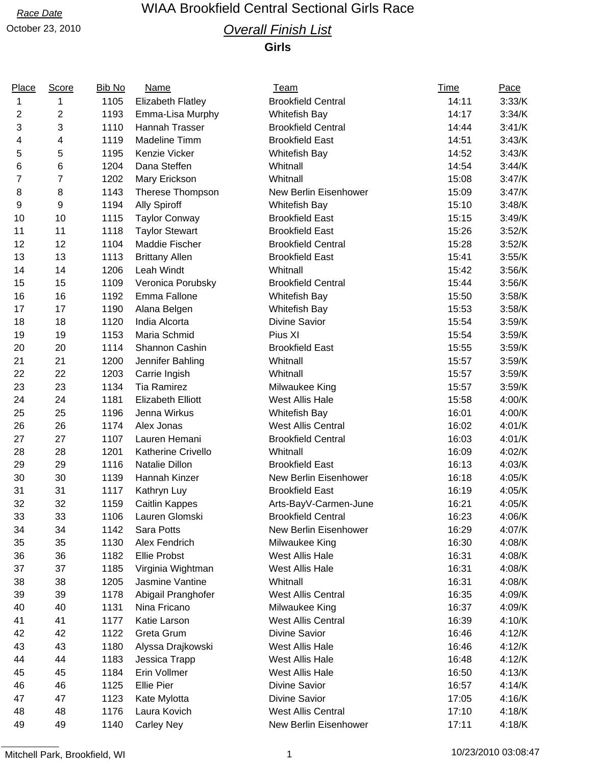Race Date

October 23, 2010

# WIAA Brookfield Central Sectional Girls Race

## *Overall Finish List*

**Girls**

| Place | Score | Bib No | Name | Team | Time | Pace |
|---|---|---|---|---|---|---|
| 1 | 1 | 1105 | Elizabeth Flatley | Brookfield Central | 14:11 | 3:33/K |
| 2 | 2 | 1193 | Emma-Lisa Murphy | Whitefish Bay | 14:17 | 3:34/K |
| 3 | 3 | 1110 | Hannah Trasser | Brookfield Central | 14:44 | 3:41/K |
| 4 | 4 | 1119 | Madeline Timm | Brookfield East | 14:51 | 3:43/K |
| 5 | 5 | 1195 | Kenzie Vicker | Whitefish Bay | 14:52 | 3:43/K |
| 6 | 6 | 1204 | Dana Steffen | Whitnall | 14:54 | 3:44/K |
| 7 | 7 | 1202 | Mary Erickson | Whitnall | 15:08 | 3:47/K |
| 8 | 8 | 1143 | Therese Thompson | New Berlin Eisenhower | 15:09 | 3:47/K |
| 9 | 9 | 1194 | Ally Spiroff | Whitefish Bay | 15:10 | 3:48/K |
| 10 | 10 | 1115 | Taylor Conway | Brookfield East | 15:15 | 3:49/K |
| 11 | 11 | 1118 | Taylor Stewart | Brookfield East | 15:26 | 3:52/K |
| 12 | 12 | 1104 | Maddie Fischer | Brookfield Central | 15:28 | 3:52/K |
| 13 | 13 | 1113 | Brittany Allen | Brookfield East | 15:41 | 3:55/K |
| 14 | 14 | 1206 | Leah Windt | Whitnall | 15:42 | 3:56/K |
| 15 | 15 | 1109 | Veronica Porubsky | Brookfield Central | 15:44 | 3:56/K |
| 16 | 16 | 1192 | Emma Fallone | Whitefish Bay | 15:50 | 3:58/K |
| 17 | 17 | 1190 | Alana Belgen | Whitefish Bay | 15:53 | 3:58/K |
| 18 | 18 | 1120 | India Alcorta | Divine Savior | 15:54 | 3:59/K |
| 19 | 19 | 1153 | Maria Schmid | Pius XI | 15:54 | 3:59/K |
| 20 | 20 | 1114 | Shannon Cashin | Brookfield East | 15:55 | 3:59/K |
| 21 | 21 | 1200 | Jennifer Bahling | Whitnall | 15:57 | 3:59/K |
| 22 | 22 | 1203 | Carrie Ingish | Whitnall | 15:57 | 3:59/K |
| 23 | 23 | 1134 | Tia Ramirez | Milwaukee King | 15:57 | 3:59/K |
| 24 | 24 | 1181 | Elizabeth Elliott | West Allis Hale | 15:58 | 4:00/K |
| 25 | 25 | 1196 | Jenna Wirkus | Whitefish Bay | 16:01 | 4:00/K |
| 26 | 26 | 1174 | Alex Jonas | West Allis Central | 16:02 | 4:01/K |
| 27 | 27 | 1107 | Lauren Hemani | Brookfield Central | 16:03 | 4:01/K |
| 28 | 28 | 1201 | Katherine Crivello | Whitnall | 16:09 | 4:02/K |
| 29 | 29 | 1116 | Natalie Dillon | Brookfield East | 16:13 | 4:03/K |
| 30 | 30 | 1139 | Hannah Kinzer | New Berlin Eisenhower | 16:18 | 4:05/K |
| 31 | 31 | 1117 | Kathryn Luy | Brookfield East | 16:19 | 4:05/K |
| 32 | 32 | 1159 | Caitlin Kappes | Arts-BayV-Carmen-June | 16:21 | 4:05/K |
| 33 | 33 | 1106 | Lauren Glomski | Brookfield Central | 16:23 | 4:06/K |
| 34 | 34 | 1142 | Sara Potts | New Berlin Eisenhower | 16:29 | 4:07/K |
| 35 | 35 | 1130 | Alex Fendrich | Milwaukee King | 16:30 | 4:08/K |
| 36 | 36 | 1182 | Ellie Probst | West Allis Hale | 16:31 | 4:08/K |
| 37 | 37 | 1185 | Virginia Wightman | West Allis Hale | 16:31 | 4:08/K |
| 38 | 38 | 1205 | Jasmine Vantine | Whitnall | 16:31 | 4:08/K |
| 39 | 39 | 1178 | Abigail Pranghofer | West Allis Central | 16:35 | 4:09/K |
| 40 | 40 | 1131 | Nina Fricano | Milwaukee King | 16:37 | 4:09/K |
| 41 | 41 | 1177 | Katie Larson | West Allis Central | 16:39 | 4:10/K |
| 42 | 42 | 1122 | Greta Grum | Divine Savior | 16:46 | 4:12/K |
| 43 | 43 | 1180 | Alyssa Drajkowski | West Allis Hale | 16:46 | 4:12/K |
| 44 | 44 | 1183 | Jessica Trapp | West Allis Hale | 16:48 | 4:12/K |
| 45 | 45 | 1184 | Erin Vollmer | West Allis Hale | 16:50 | 4:13/K |
| 46 | 46 | 1125 | Ellie Pier | Divine Savior | 16:57 | 4:14/K |
| 47 | 47 | 1123 | Kate Mylotta | Divine Savior | 17:05 | 4:16/K |
| 48 | 48 | 1176 | Laura Kovich | West Allis Central | 17:10 | 4:18/K |
| 49 | 49 | 1140 | Carley Ney | New Berlin Eisenhower | 17:11 | 4:18/K |

Mitchell Park, Brookfield, WI

10/23/2010 03:08:47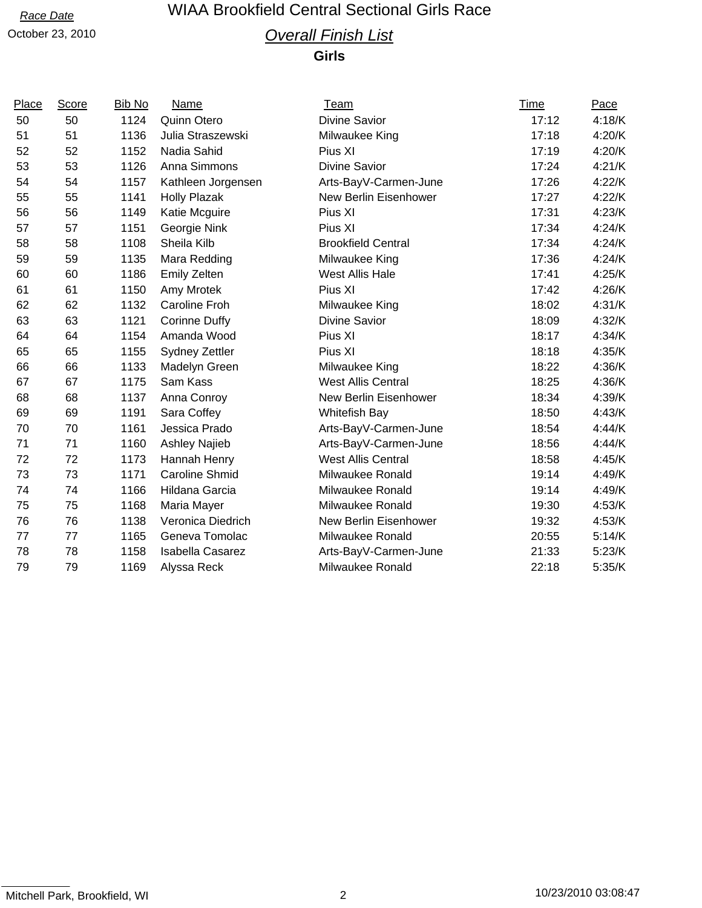Race Date

October 23, 2010

# WIAA Brookfield Central Sectional Girls Race

## Overall Finish List

**Girls**

| Place | Score | Bib No | Name | Team | Time | Pace |
|---|---|---|---|---|---|---|
| 50 | 50 | 1124 | Quinn Otero | Divine Savior | 17:12 | 4:18/K |
| 51 | 51 | 1136 | Julia Straszewski | Milwaukee King | 17:18 | 4:20/K |
| 52 | 52 | 1152 | Nadia Sahid | Pius XI | 17:19 | 4:20/K |
| 53 | 53 | 1126 | Anna Simmons | Divine Savior | 17:24 | 4:21/K |
| 54 | 54 | 1157 | Kathleen Jorgensen | Arts-BayV-Carmen-June | 17:26 | 4:22/K |
| 55 | 55 | 1141 | Holly Plazak | New Berlin Eisenhower | 17:27 | 4:22/K |
| 56 | 56 | 1149 | Katie Mcguire | Pius XI | 17:31 | 4:23/K |
| 57 | 57 | 1151 | Georgie Nink | Pius XI | 17:34 | 4:24/K |
| 58 | 58 | 1108 | Sheila Kilb | Brookfield Central | 17:34 | 4:24/K |
| 59 | 59 | 1135 | Mara Redding | Milwaukee King | 17:36 | 4:24/K |
| 60 | 60 | 1186 | Emily Zelten | West Allis Hale | 17:41 | 4:25/K |
| 61 | 61 | 1150 | Amy Mrotek | Pius XI | 17:42 | 4:26/K |
| 62 | 62 | 1132 | Caroline Froh | Milwaukee King | 18:02 | 4:31/K |
| 63 | 63 | 1121 | Corinne Duffy | Divine Savior | 18:09 | 4:32/K |
| 64 | 64 | 1154 | Amanda Wood | Pius XI | 18:17 | 4:34/K |
| 65 | 65 | 1155 | Sydney Zettler | Pius XI | 18:18 | 4:35/K |
| 66 | 66 | 1133 | Madelyn Green | Milwaukee King | 18:22 | 4:36/K |
| 67 | 67 | 1175 | Sam Kass | West Allis Central | 18:25 | 4:36/K |
| 68 | 68 | 1137 | Anna Conroy | New Berlin Eisenhower | 18:34 | 4:39/K |
| 69 | 69 | 1191 | Sara Coffey | Whitefish Bay | 18:50 | 4:43/K |
| 70 | 70 | 1161 | Jessica Prado | Arts-BayV-Carmen-June | 18:54 | 4:44/K |
| 71 | 71 | 1160 | Ashley Najieb | Arts-BayV-Carmen-June | 18:56 | 4:44/K |
| 72 | 72 | 1173 | Hannah Henry | West Allis Central | 18:58 | 4:45/K |
| 73 | 73 | 1171 | Caroline Shmid | Milwaukee Ronald | 19:14 | 4:49/K |
| 74 | 74 | 1166 | Hildana Garcia | Milwaukee Ronald | 19:14 | 4:49/K |
| 75 | 75 | 1168 | Maria Mayer | Milwaukee Ronald | 19:30 | 4:53/K |
| 76 | 76 | 1138 | Veronica Diedrich | New Berlin Eisenhower | 19:32 | 4:53/K |
| 77 | 77 | 1165 | Geneva Tomolac | Milwaukee Ronald | 20:55 | 5:14/K |
| 78 | 78 | 1158 | Isabella Casarez | Arts-BayV-Carmen-June | 21:33 | 5:23/K |
| 79 | 79 | 1169 | Alyssa Reck | Milwaukee Ronald | 22:18 | 5:35/K |

Mitchell Park, Brookfield, WI

10/23/2010 03:08:47